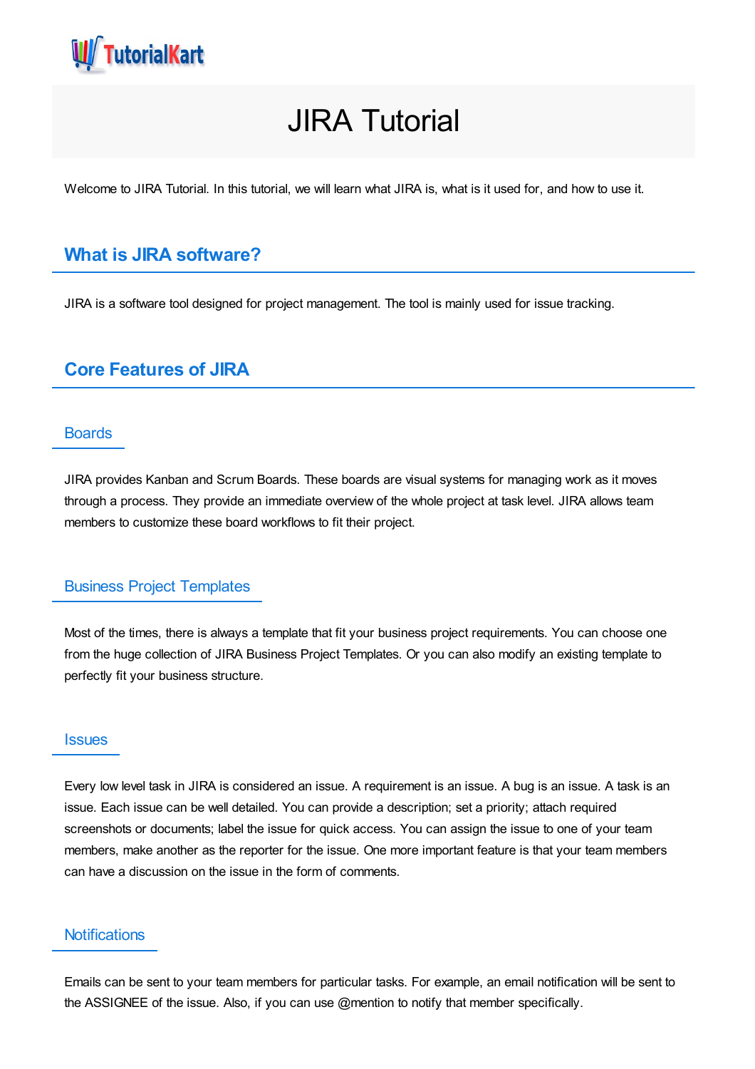# JIRA Tutorial

Welcome to JIRA Tutorial. In this tutorial, we will learn what JIRA is, what is it used for, and how to use it.

## What is JIRA software?

JIRA is a software tool designed for project management. The tool is mainly used for issue tracking.

## Core Features of JIRA

### Boards

JIRA provides Kanban and Scrum Boards. These boards are visual systems for managing work as it moves through a process. They provide an immediate overview of the whole project at task level. JIRA allows team members to customize these board workflows to fit their project.

### Business Project Templates

Most of the times, there is always a template that fit your business project requirements. You can choose one from the huge collection of JIRA Business Project Templates. Or you can also modify an existing template to perfectly fit your business structure.

### Issues

Every low level task in JIRA is considered an issue. A requirement is an issue. A bug is an issue. A task is an issue. Each issue can be well detailed. You can provide a description; set a priority; attach required screenshots or documents; label the issue for quick access. You can assign the issue to one of your team members, make another as the reporter for the issue. One more important feature is that your team members can have a discussion on the issue in the form of comments.

### Notifications

Emails can be sent to your team members for particular tasks. For example, an email notification will be sent to the ASSIGNEE of the issue. Also, if you can use @mention to notify that member specifically.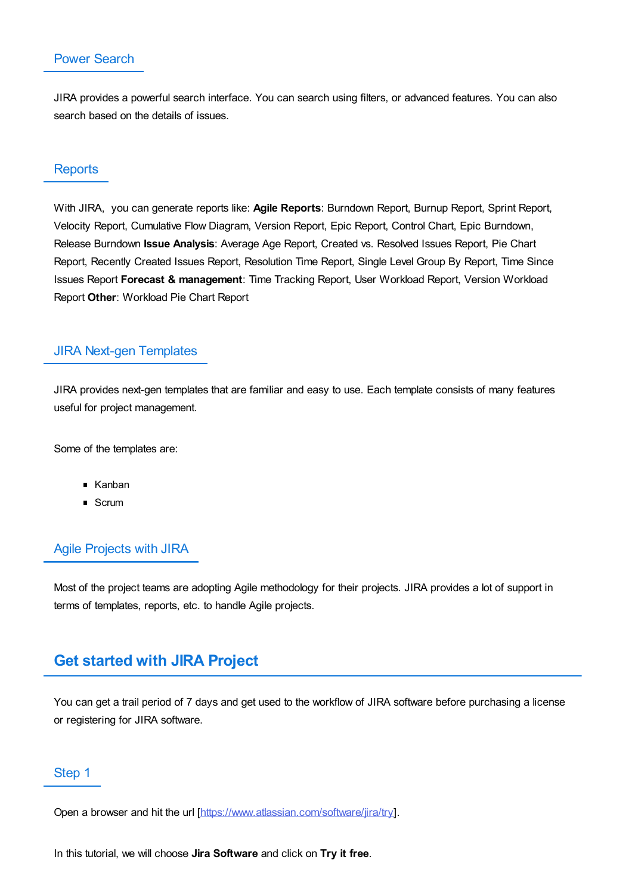### Power Search

JIRA provides a powerful search interface. You can search using filters, or advanced features. You can also search based on the details of issues.

### Reports

With JIRA, you can generate reports like: **Agile Reports**: Burndown Report, Burnup Report, Sprint Report, Velocity Report, Cumulative Flow Diagram, Version Report, Epic Report, Control Chart, Epic Burndown, Release Burndown **Issue Analysis**: Average Age Report, Created vs. Resolved Issues Report, Pie Chart Report, Recently Created Issues Report, Resolution Time Report, Single Level Group By Report, Time Since Issues Report **Forecast & management**: Time Tracking Report, User Workload Report, Version Workload Report **Other**: Workload Pie Chart Report

### JIRA Next-gen Templates

JIRA provides next-gen templates that are familiar and easy to use. Each template consists of many features useful for project management.

Some of the templates are:

- Kanban
- Scrum

### Agile Projects with JIRA

Most of the project teams are adopting Agile methodology for their projects. JIRA provides a lot of support in terms of templates, reports, etc. to handle Agile projects.

## Get started with JIRA Project

You can get a trail period of 7 days and get used to the workflow of JIRA software before purchasing a license or registering for JIRA software.

### Step 1

Open a browser and hit the url [https://www.atlassian.com/software/jira/try].

In this tutorial, we will choose **Jira Software** and click on **Try it free**.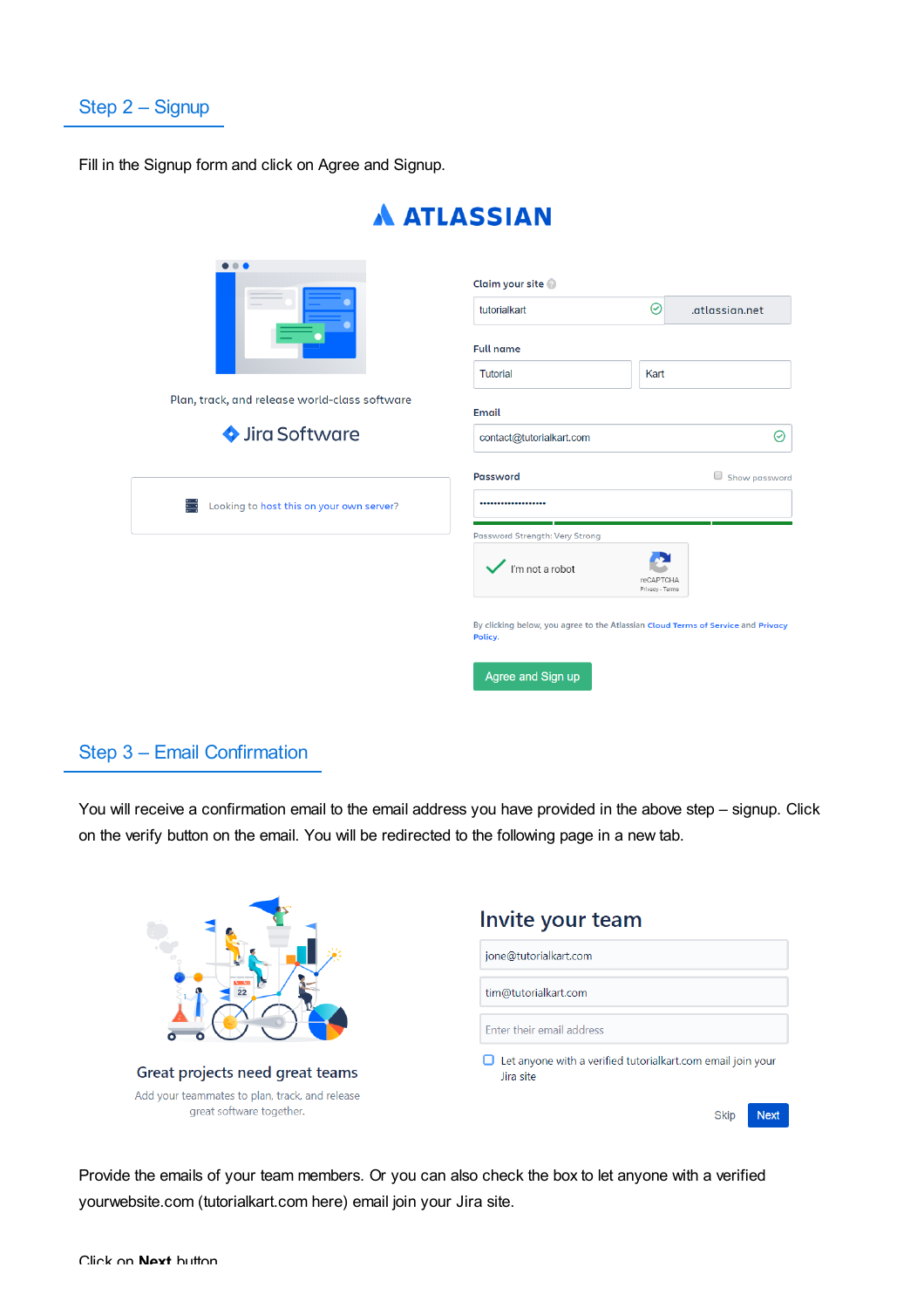## Step 2 – Signup

Fill in the Signup form and click on Agree and Signup.

## Step 3 – Email Confirmation

You will receive a confirmation email to the email address you have provided in the above step – signup. Click on the verify button on the email. You will be redirected to the following page in a new tab.

Provide the emails of your team members. Or you can also check the box to let anyone with a verified yourwebsite.com (tutorialkart.com here) email join your Jira site.

Click on **Next** button.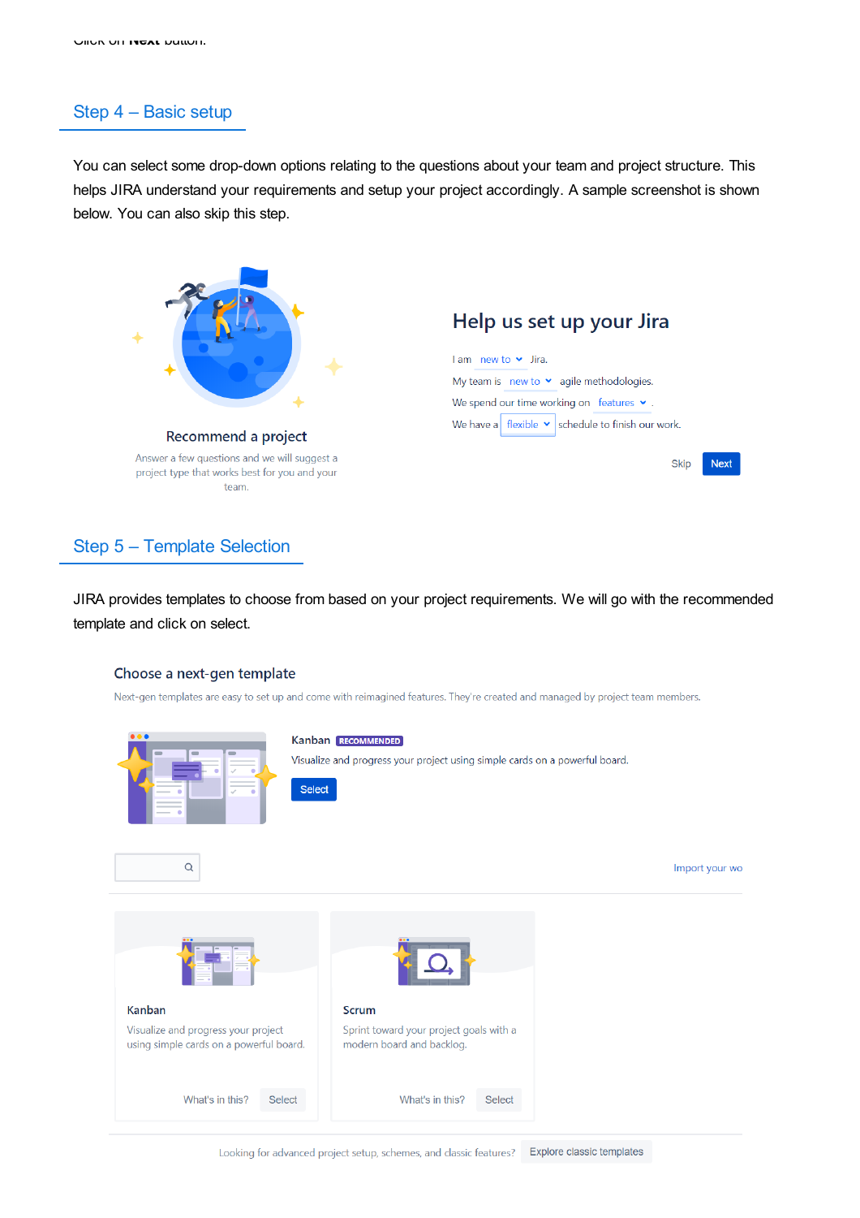Click on **Next** button.

## Step 4 – Basic setup

You can select some drop-down options relating to the questions about your team and project structure. This helps JIRA understand your requirements and setup your project accordingly. A sample screenshot is shown below. You can also skip this step.

Recommend a project

Answer a few questions and we will suggest a project type that works best for you and your team.

Help us set up your Jira

I am new to Jira.

My team is new to agile methodologies.

We spend our time working on features.

We have a flexible schedule to finish our work.

Skip Next

## Step 5 – Template Selection

JIRA provides templates to choose from based on your project requirements. We will go with the recommended template and click on select.

Choose a next-gen template

Next-gen templates are easy to set up and come with reimagined features. They're created and managed by project team members.

Kanban RECOMMENDED

Visualize and progress your project using simple cards on a powerful board.

Select

Import your wo

Kanban

Visualize and progress your project using simple cards on a powerful board.

What's in this? Select

Scrum

Sprint toward your project goals with a modern board and backlog.

What's in this? Select

Looking for advanced project setup, schemes, and classic features? Explore classic templates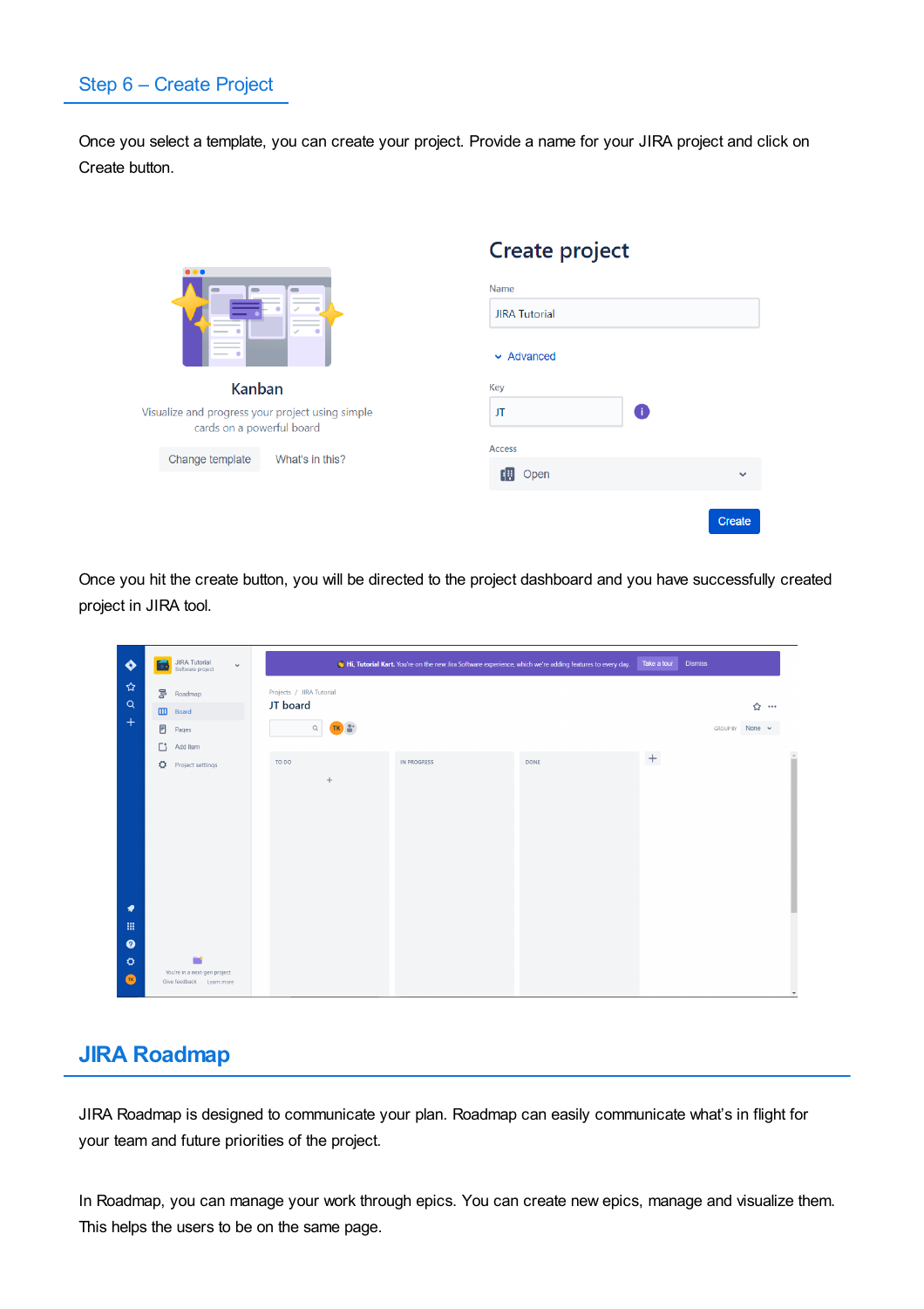## Step 6 – Create Project

Once you select a template, you can create your project. Provide a name for your JIRA project and click on Create button.

Once you hit the create button, you will be directed to the project dashboard and you have successfully created project in JIRA tool.

## JIRA Roadmap

JIRA Roadmap is designed to communicate your plan. Roadmap can easily communicate what's in flight for your team and future priorities of the project.

In Roadmap, you can manage your work through epics. You can create new epics, manage and visualize them. This helps the users to be on the same page.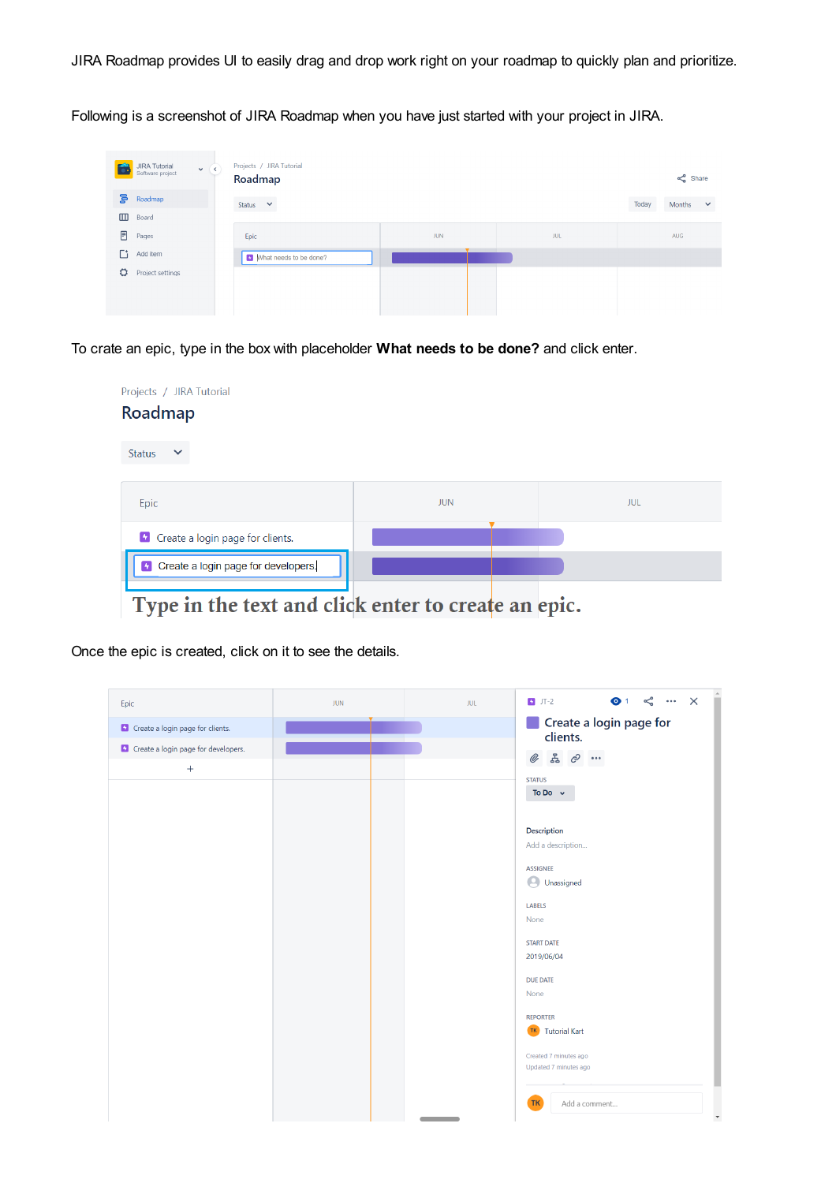JIRA Roadmap provides UI to easily drag and drop work right on your roadmap to quickly plan and prioritize.

Following is a screenshot of JIRA Roadmap when you have just started with your project in JIRA.

To crate an epic, type in the box with placeholder **What needs to be done?** and click enter.

Once the epic is created, click on it to see the details.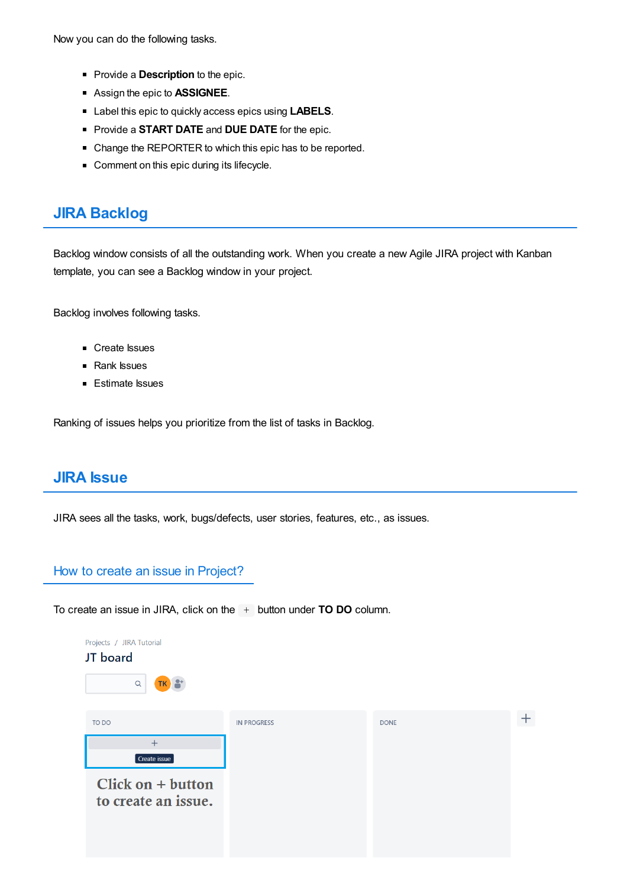Now you can do the following tasks.

- Provide a **Description** to the epic.
- Assign the epic to **ASSIGNEE**.
- Label this epic to quickly access epics using **LABELS**.
- Provide a **START DATE** and **DUE DATE** for the epic.
- Change the REPORTER to which this epic has to be reported.
- Comment on this epic during its lifecycle.

## JIRA Backlog

Backlog window consists of all the outstanding work. When you create a new Agile JIRA project with Kanban template, you can see a Backlog window in your project.

Backlog involves following tasks.

- Create Issues
- Rank Issues
- Estimate Issues

Ranking of issues helps you prioritize from the list of tasks in Backlog.

## JIRA Issue

JIRA sees all the tasks, work, bugs/defects, user stories, features, etc., as issues.

### How to create an issue in Project?

To create an issue in JIRA, click on the + button under **TO DO** column.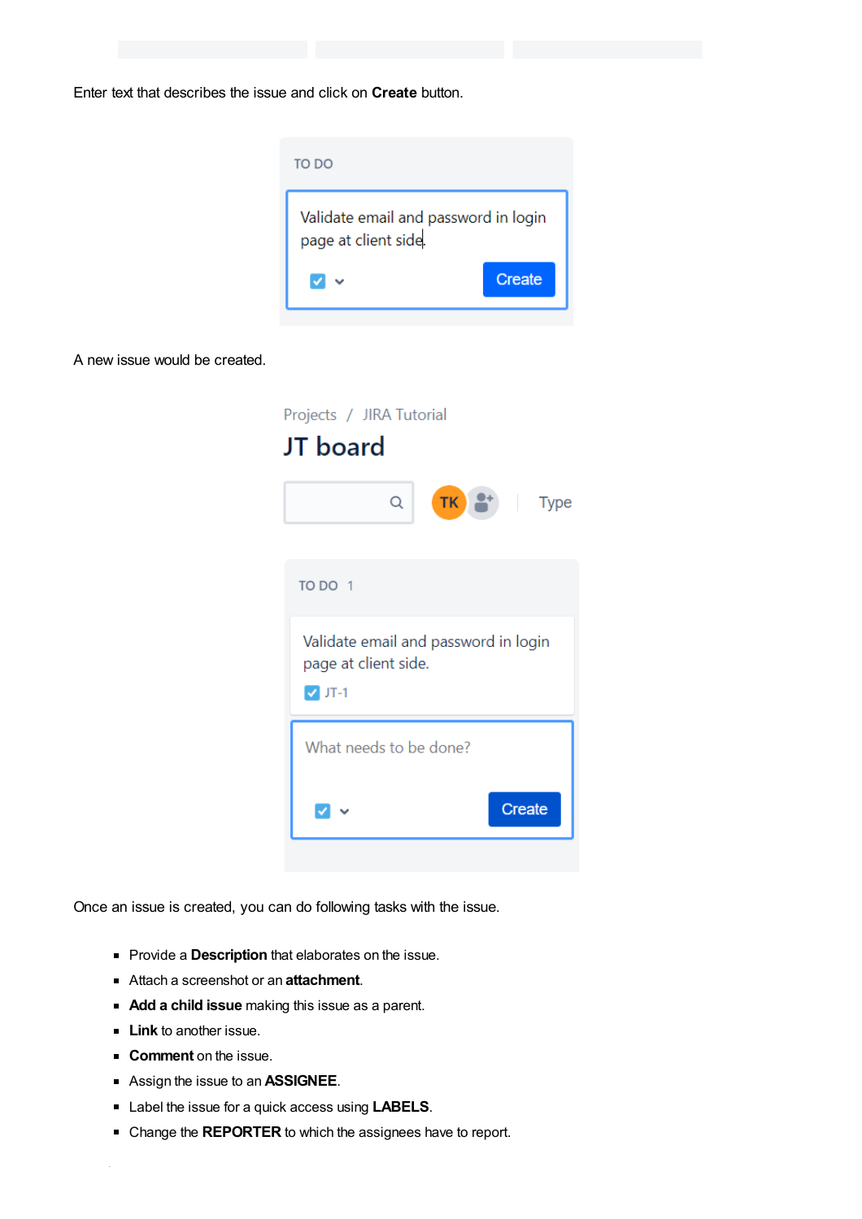Enter text that describes the issue and click on **Create** button.

A new issue would be created.

Once an issue is created, you can do following tasks with the issue.

- Provide a **Description** that elaborates on the issue.
- Attach a screenshot or an **attachment**.
- **Add a child issue** making this issue as a parent.
- **Link** to another issue.
- **Comment** on the issue.
- Assign the issue to an **ASSIGNEE**.
- Label the issue for a quick access using **LABELS**.
- Change the **REPORTER** to which the assignees have to report.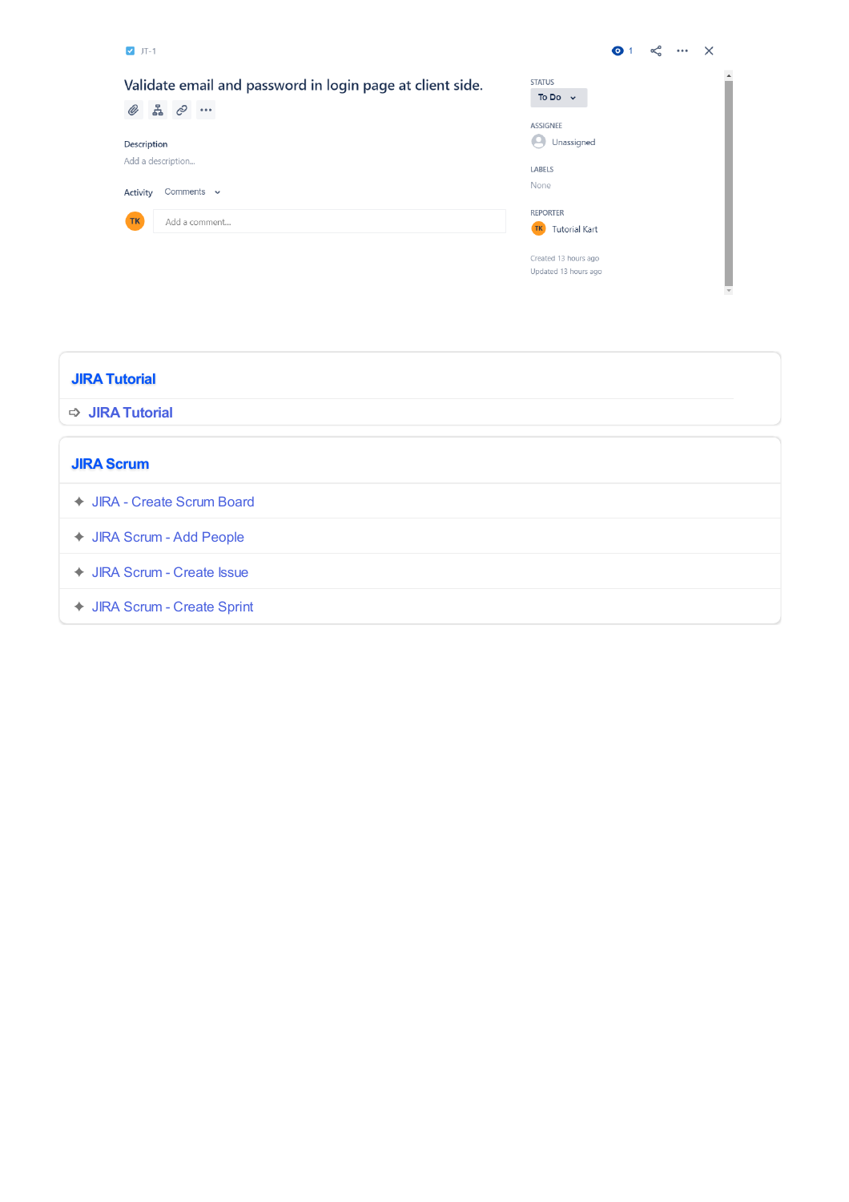JT-1

Validate email and password in login page at client side.

Description

Add a description...

Activity Comments

TK Add a comment...

STATUS

To Do

ASSIGNEE

Unassigned

LABELS

None

REPORTER

TK Tutorial Kart

Created 13 hours ago

Updated 13 hours ago

## JIRA Tutorial

➪ JIRA Tutorial

## JIRA Scrum

- ✦ JIRA - Create Scrum Board
- ✦ JIRA Scrum - Add People
- ✦ JIRA Scrum - Create Issue
- ✦ JIRA Scrum - Create Sprint